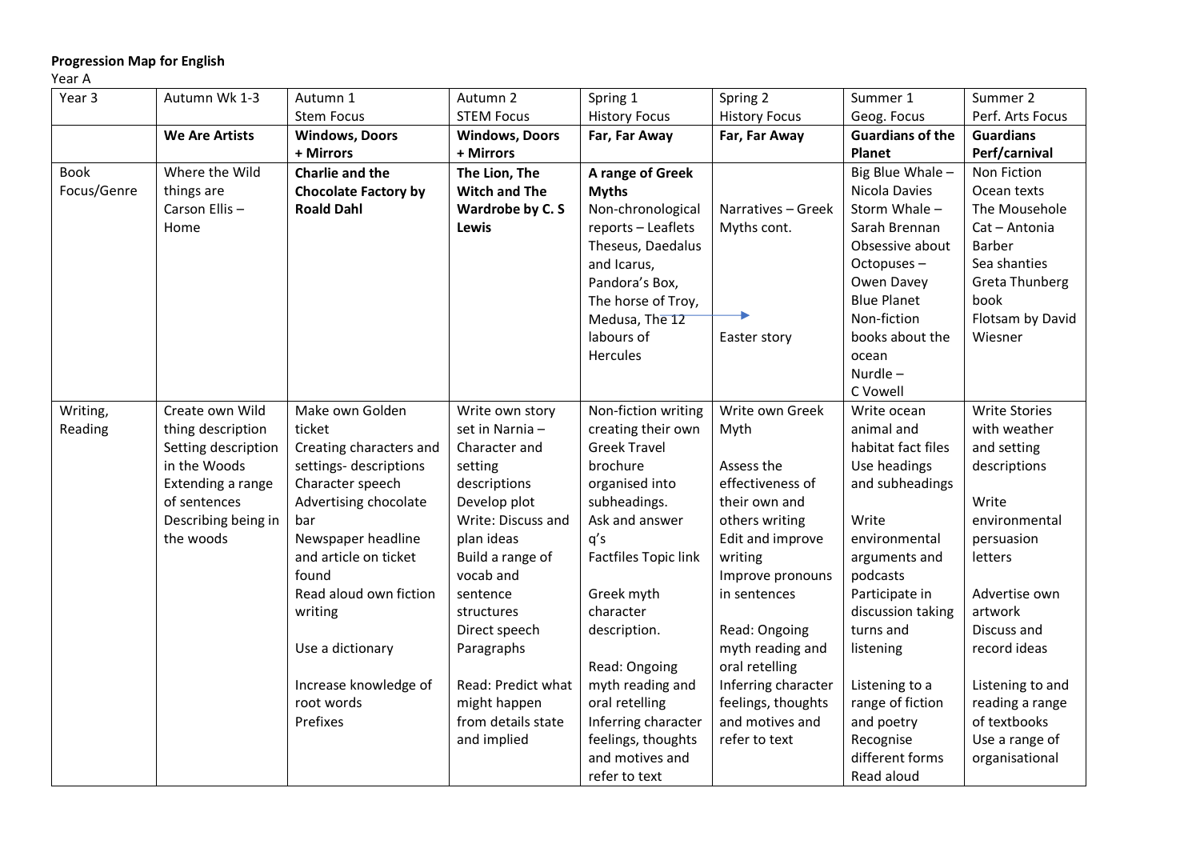**Progression Map for English**

Year A

| Year 3 | Autumn Wk 1-3 | Autumn 1<br>Stem Focus | Autumn 2<br>STEM Focus | Spring 1<br>History Focus | Spring 2<br>History Focus | Summer 1<br>Geog. Focus | Summer 2<br>Perf. Arts Focus |
|---|---|---|---|---|---|---|---|
| | **We Are Artists** | **Windows, Doors + Mirrors** | **Windows, Doors + Mirrors** | **Far, Far Away** | **Far, Far Away** | **Guardians of the Planet** | **Guardians Perf/carnival** |
| Book Focus/Genre | Where the Wild things are<br>Carson Ellis – Home | **Charlie and the Chocolate Factory by Roald Dahl** | **The Lion, The Witch and The Wardrobe by C. S Lewis** | **A range of Greek Myths**<br>Non-chronological reports – Leaflets<br>Theseus, Daedalus and Icarus, Pandora's Box, The horse of Troy, Medusa, The 12 labours of Hercules | Narratives – Greek Myths cont.<br><br>Easter story | Big Blue Whale – Nicola Davies<br>Storm Whale – Sarah Brennan<br>Obsessive about Octopuses – Owen Davey<br>Blue Planet<br>Non-fiction books about the ocean<br>Nurdle – C Vowell | Non Fiction Ocean texts<br>The Mousehole Cat – Antonia Barber<br>Sea shanties<br>Greta Thunberg book<br>Flotsam by David Wiesner |
| Writing, Reading | Create own Wild thing description<br>Setting description in the Woods<br>Extending a range of sentences<br>Describing being in the woods | Make own Golden ticket<br>Creating characters and settings- descriptions<br>Character speech<br>Advertising chocolate bar<br>Newspaper headline and article on ticket found<br>Read aloud own fiction writing<br><br>Use a dictionary<br><br>Increase knowledge of root words<br>Prefixes | Write own story set in Narnia – Character and setting descriptions<br>Develop plot<br>Write: Discuss and plan ideas<br>Build a range of vocab and sentence structures<br>Direct speech<br>Paragraphs<br><br>Read: Predict what might happen from details state and implied | Non-fiction writing creating their own Greek Travel brochure organised into subheadings.<br>Ask and answer q's<br>Factfiles Topic link<br><br>Greek myth character description.<br><br>Read: Ongoing myth reading and oral retelling<br>Inferring character feelings, thoughts and motives and refer to text | Write own Greek Myth<br><br>Assess the effectiveness of their own and others writing<br>Edit and improve writing<br>Improve pronouns in sentences<br><br>Read: Ongoing myth reading and oral retelling<br>Inferring character feelings, thoughts and motives and refer to text | Write ocean animal and habitat fact files<br>Use headings and subheadings<br><br>Write environmental arguments and podcasts<br>Participate in discussion taking turns and listening<br><br>Listening to a range of fiction and poetry<br>Recognise different forms<br>Read aloud | Write Stories with weather and setting descriptions<br><br>Write environmental persuasion letters<br><br>Advertise own artwork<br>Discuss and record ideas<br><br>Listening to and reading a range of textbooks<br>Use a range of organisational |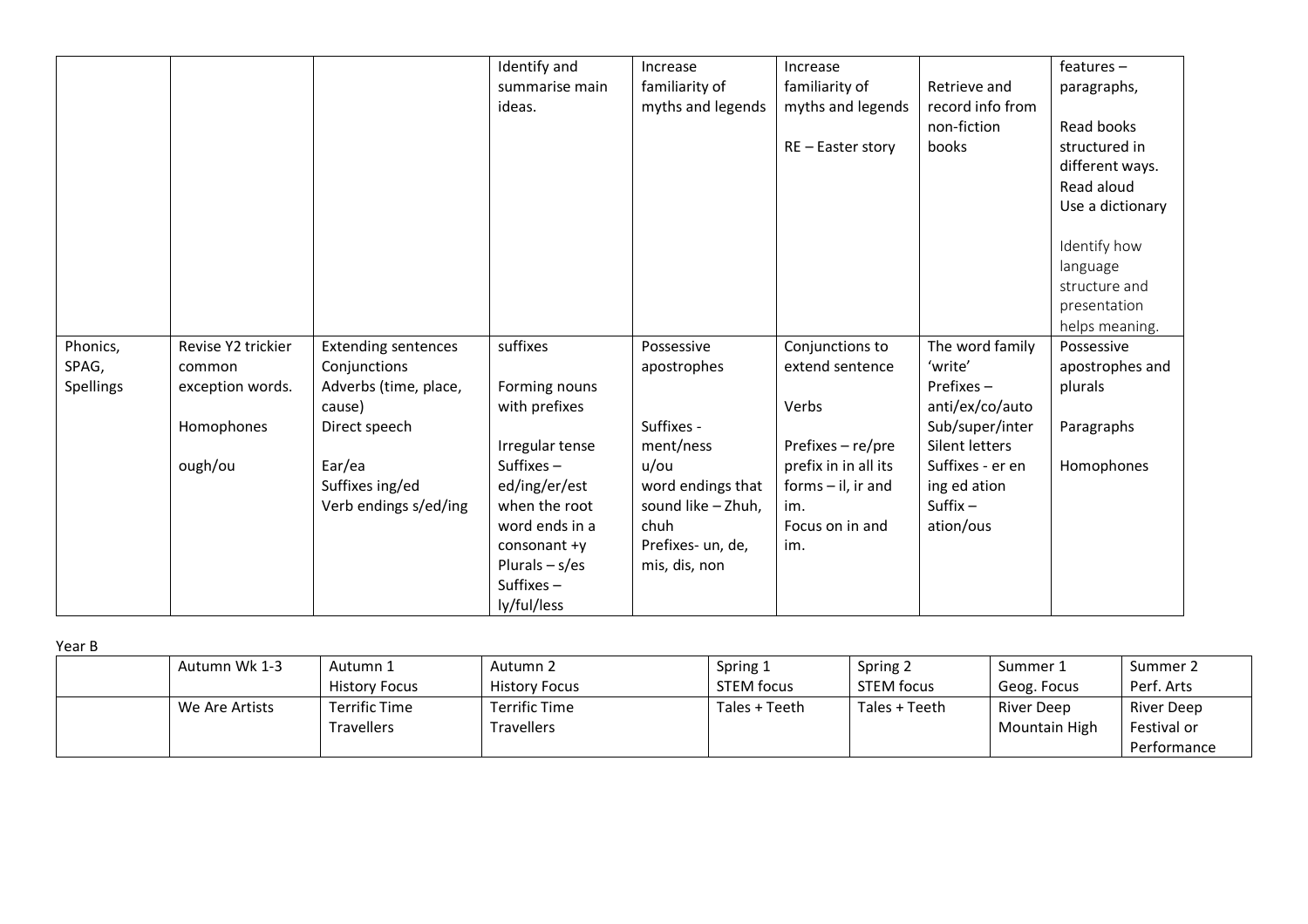| | | | | | | | |
|---|---|---|---|---|---|---|---|
| | | | Identify and summarise main ideas. | Increase familiarity of myths and legends | Increase familiarity of myths and legends<br><br>RE – Easter story | Retrieve and record info from non-fiction books | features – paragraphs,<br><br>Read books structured in different ways.<br>Read aloud<br>Use a dictionary<br><br>Identify how language structure and presentation helps meaning. |
| Phonics, SPAG, Spellings | Revise Y2 trickier common exception words.<br><br>Homophones<br><br>ough/ou | Extending sentences<br>Conjunctions<br>Adverbs (time, place, cause)<br>Direct speech<br><br>Ear/ea<br>Suffixes ing/ed<br>Verb endings s/ed/ing | suffixes<br><br>Forming nouns with prefixes<br><br>Irregular tense<br>Suffixes – ed/ing/er/est when the root word ends in a consonant +y<br>Plurals – s/es<br>Suffixes – ly/ful/less | Possessive apostrophes<br><br><br>Suffixes - ment/ness<br>u/ou<br>word endings that sound like – Zhuh, chuh<br>Prefixes- un, de, mis, dis, non | Conjunctions to extend sentence<br><br>Verbs<br><br>Prefixes – re/pre<br>prefix in in all its forms – il, ir and im.<br>Focus on in and im. | The word family 'write'<br>Prefixes – anti/ex/co/auto<br>Sub/super/inter<br>Silent letters<br>Suffixes - er en ing ed ation<br>Suffix – ation/ous | Possessive apostrophes and plurals<br><br>Paragraphs<br><br>Homophones |

Year B

| | Autumn Wk 1-3 | Autumn 1<br>History Focus | Autumn 2<br>History Focus | Spring 1<br>STEM focus | Spring 2<br>STEM focus | Summer 1<br>Geog. Focus | Summer 2<br>Perf. Arts |
|---|---|---|---|---|---|---|---|
| | We Are Artists | Terrific Time Travellers | Terrific Time Travellers | Tales + Teeth | Tales + Teeth | River Deep Mountain High | River Deep Festival or Performance |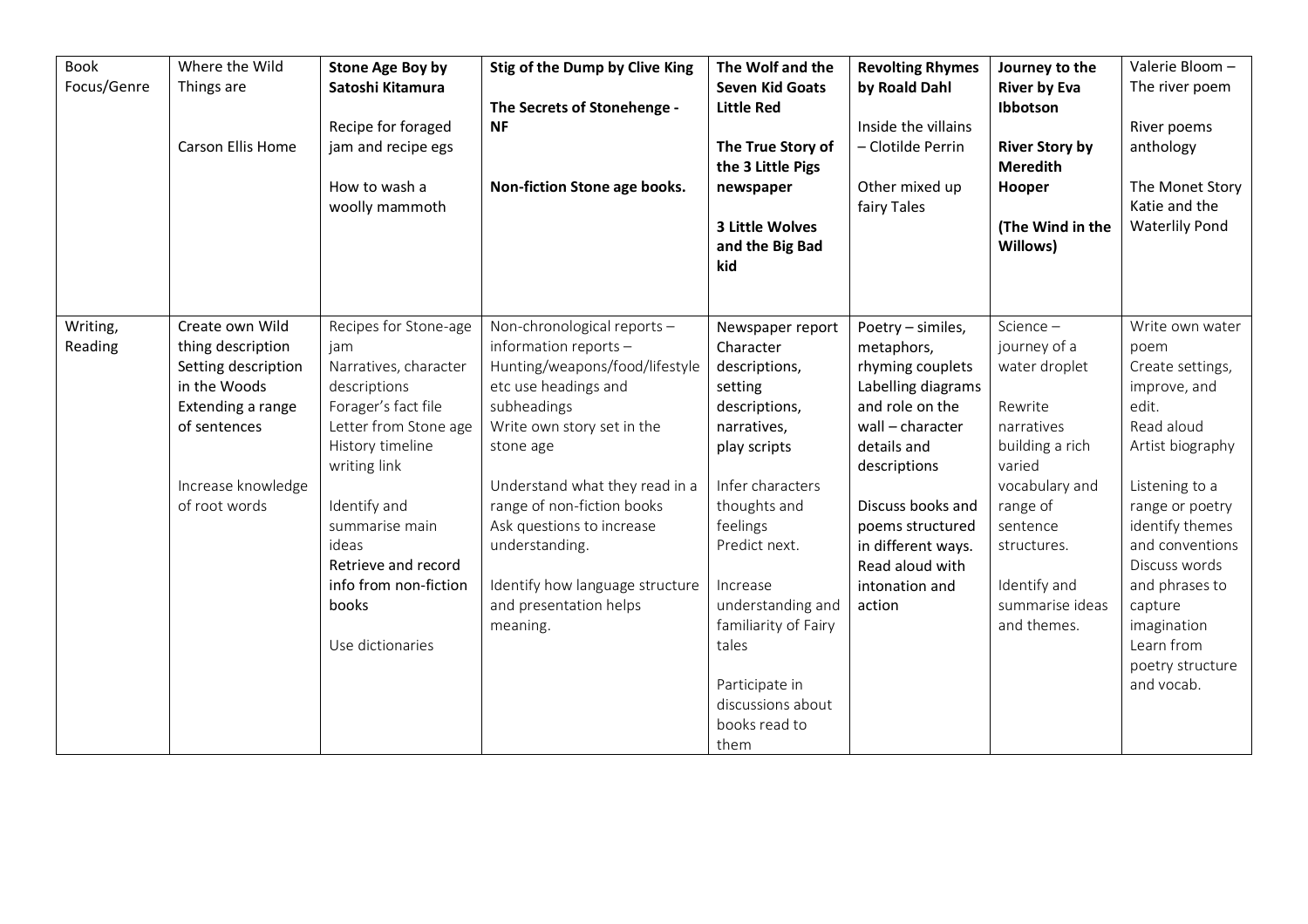| Book Focus/Genre | Where the Wild Things are<br><br>Carson Ellis Home | **Stone Age Boy by Satoshi Kitamura**<br><br>Recipe for foraged jam and recipe egs<br><br>How to wash a woolly mammoth | **Stig of the Dump by Clive King**<br><br>**The Secrets of Stonehenge - NF**<br><br>**Non-fiction Stone age books.** | **The Wolf and the Seven Kid Goats Little Red**<br><br>**The True Story of the 3 Little Pigs newspaper**<br><br>**3 Little Wolves and the Big Bad kid** | **Revolting Rhymes by Roald Dahl**<br><br>Inside the villains – Clotilde Perrin<br><br>Other mixed up fairy Tales | **Journey to the River by Eva Ibbotson**<br><br>**River Story by Meredith Hooper**<br><br>**(The Wind in the Willows)** | Valerie Bloom – The river poem<br><br>River poems anthology<br><br>The Monet Story Katie and the Waterlily Pond |
|---|---|---|---|---|---|---|---|
| Writing, Reading | Create own Wild thing description<br>Setting description in the Woods<br>Extending a range of sentences<br><br>Increase knowledge of root words | Recipes for Stone-age jam<br>Narratives, character descriptions<br>Forager's fact file<br>Letter from Stone age<br>History timeline writing link<br><br>Identify and summarise main ideas<br>Retrieve and record info from non-fiction books<br><br>Use dictionaries | Non-chronological reports – information reports – Hunting/weapons/food/lifestyle etc use headings and subheadings<br>Write own story set in the stone age<br><br>Understand what they read in a range of non-fiction books<br>Ask questions to increase understanding.<br><br>Identify how language structure and presentation helps meaning. | Newspaper report<br>Character descriptions, setting descriptions, narratives, play scripts<br><br>Infer characters thoughts and feelings<br>Predict next.<br><br>Increase understanding and familiarity of Fairy tales<br><br>Participate in discussions about books read to them | Poetry – similes, metaphors, rhyming couplets<br>Labelling diagrams and role on the wall – character details and descriptions<br><br>Discuss books and poems structured in different ways.<br>Read aloud with intonation and action | Science – journey of a water droplet<br><br>Rewrite narratives building a rich varied vocabulary and range of sentence structures.<br><br>Identify and summarise ideas and themes. | Write own water poem<br>Create settings, improve, and edit.<br>Read aloud<br>Artist biography<br><br>Listening to a range or poetry identify themes and conventions<br>Discuss words and phrases to capture imagination<br>Learn from poetry structure and vocab. |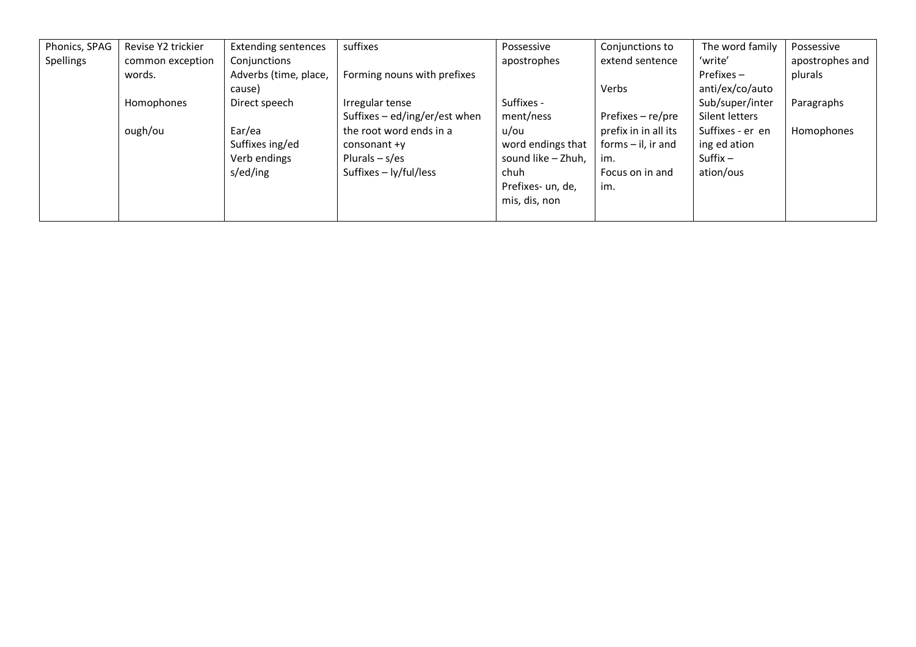| | | | | | | | |
|---|---|---|---|---|---|---|---|
| Phonics, SPAG Spellings | Revise Y2 trickier common exception words.<br><br>Homophones<br><br>ough/ou | Extending sentences<br>Conjunctions<br>Adverbs (time, place, cause)<br>Direct speech<br><br>Ear/ea<br>Suffixes ing/ed<br>Verb endings<br>s/ed/ing | suffixes<br><br>Forming nouns with prefixes<br><br>Irregular tense<br>Suffixes – ed/ing/er/est when the root word ends in a consonant +y<br>Plurals – s/es<br>Suffixes – ly/ful/less | Possessive apostrophes<br><br>Suffixes - ment/ness<br>u/ou<br>word endings that sound like – Zhuh, chuh<br>Prefixes- un, de, mis, dis, non | Conjunctions to extend sentence<br><br>Verbs<br><br>Prefixes – re/pre prefix in in all its forms – il, ir and im.<br>Focus on in and im. | The word family 'write'<br>Prefixes – anti/ex/co/auto Sub/super/inter<br>Silent letters<br>Suffixes - er en ing ed ation<br>Suffix – ation/ous | Possessive apostrophes and plurals<br><br>Paragraphs<br><br>Homophones |